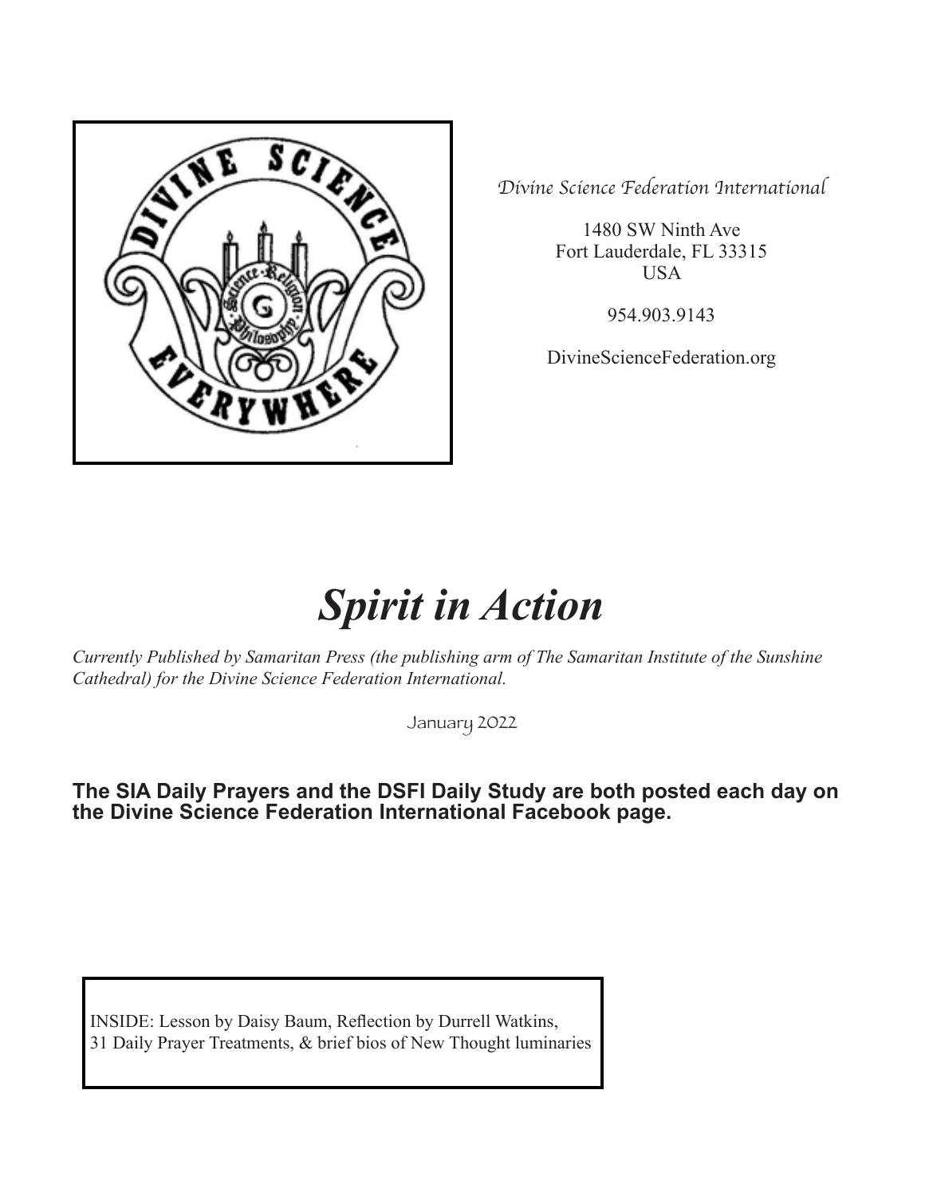*Divine Science Federation International*

1480 SW Ninth Ave
Fort Lauderdale, FL 33315
USA

954.903.9143

DivineScienceFederation.org

# *Spirit in Action*

*Currently Published by Samaritan Press (the publishing arm of The Samaritan Institute of the Sunshine Cathedral) for the Divine Science Federation International.*

January 2022

**The SIA Daily Prayers and the DSFI Daily Study are both posted each day on the Divine Science Federation International Facebook page.**

INSIDE: Lesson by Daisy Baum, Reflection by Durrell Watkins, 31 Daily Prayer Treatments, & brief bios of New Thought luminaries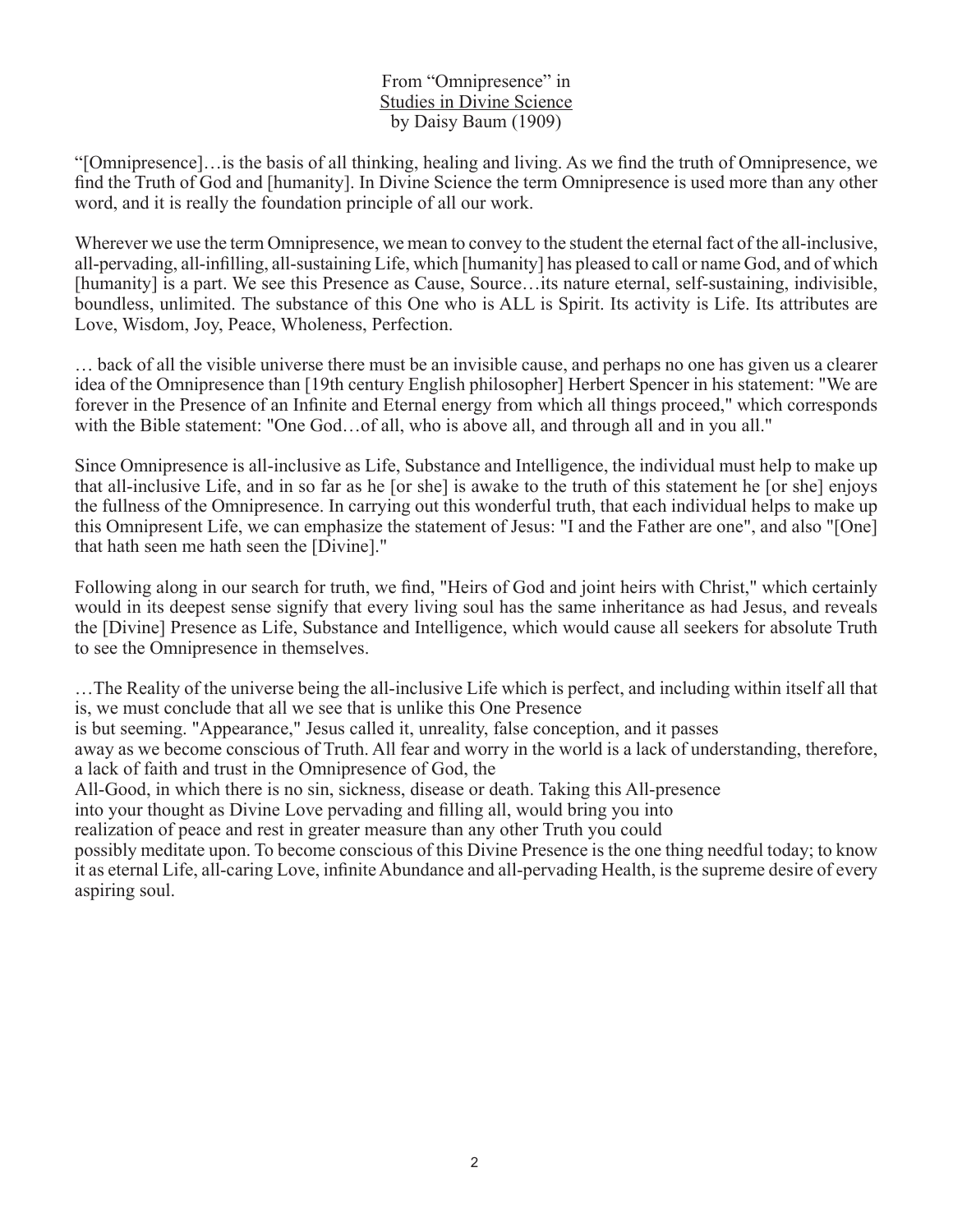From "Omnipresence" in
Studies in Divine Science
by Daisy Baum (1909)

"[Omnipresence]…is the basis of all thinking, healing and living. As we find the truth of Omnipresence, we find the Truth of God and [humanity]. In Divine Science the term Omnipresence is used more than any other word, and it is really the foundation principle of all our work.

Wherever we use the term Omnipresence, we mean to convey to the student the eternal fact of the all-inclusive, all-pervading, all-infilling, all-sustaining Life, which [humanity] has pleased to call or name God, and of which [humanity] is a part. We see this Presence as Cause, Source…its nature eternal, self-sustaining, indivisible, boundless, unlimited. The substance of this One who is ALL is Spirit. Its activity is Life. Its attributes are Love, Wisdom, Joy, Peace, Wholeness, Perfection.

… back of all the visible universe there must be an invisible cause, and perhaps no one has given us a clearer idea of the Omnipresence than [19th century English philosopher] Herbert Spencer in his statement: "We are forever in the Presence of an Infinite and Eternal energy from which all things proceed," which corresponds with the Bible statement: "One God…of all, who is above all, and through all and in you all."

Since Omnipresence is all-inclusive as Life, Substance and Intelligence, the individual must help to make up that all-inclusive Life, and in so far as he [or she] is awake to the truth of this statement he [or she] enjoys the fullness of the Omnipresence. In carrying out this wonderful truth, that each individual helps to make up this Omnipresent Life, we can emphasize the statement of Jesus: "I and the Father are one", and also "[One] that hath seen me hath seen the [Divine]."

Following along in our search for truth, we find, "Heirs of God and joint heirs with Christ," which certainly would in its deepest sense signify that every living soul has the same inheritance as had Jesus, and reveals the [Divine] Presence as Life, Substance and Intelligence, which would cause all seekers for absolute Truth to see the Omnipresence in themselves.

…The Reality of the universe being the all-inclusive Life which is perfect, and including within itself all that is, we must conclude that all we see that is unlike this One Presence is but seeming. "Appearance," Jesus called it, unreality, false conception, and it passes away as we become conscious of Truth. All fear and worry in the world is a lack of understanding, therefore, a lack of faith and trust in the Omnipresence of God, the All-Good, in which there is no sin, sickness, disease or death. Taking this All-presence into your thought as Divine Love pervading and filling all, would bring you into realization of peace and rest in greater measure than any other Truth you could possibly meditate upon. To become conscious of this Divine Presence is the one thing needful today; to know it as eternal Life, all-caring Love, infinite Abundance and all-pervading Health, is the supreme desire of every aspiring soul.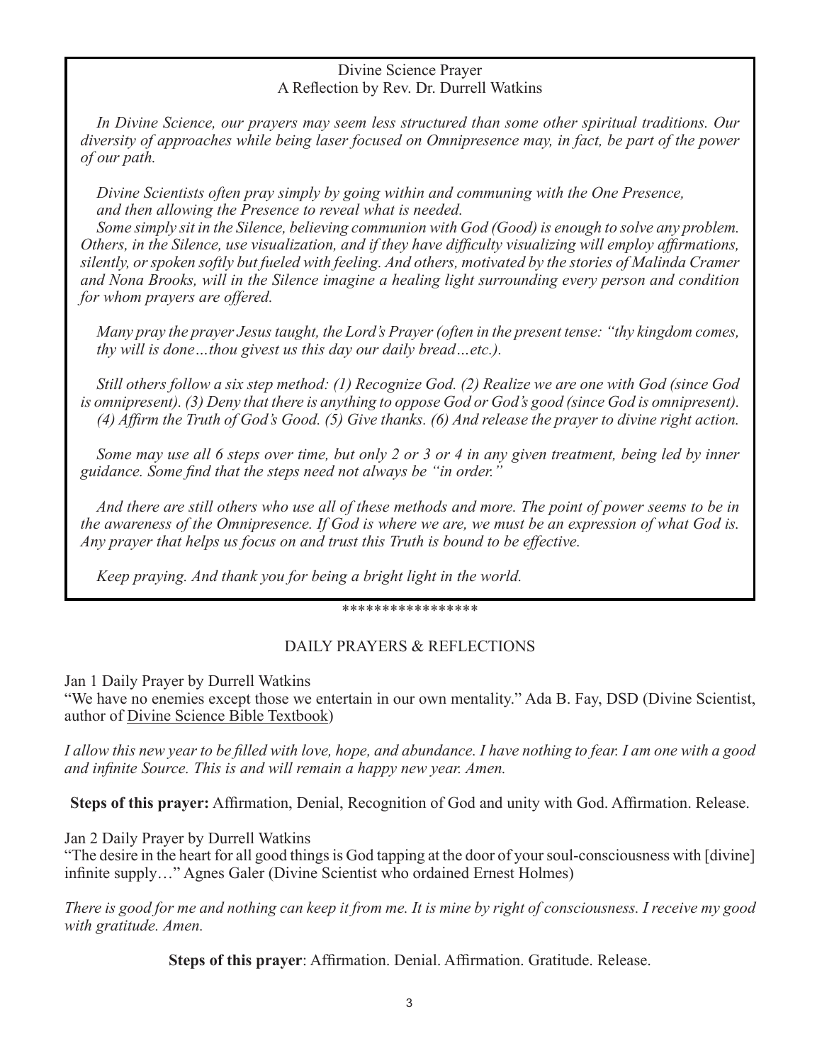## Divine Science Prayer
### A Reflection by Rev. Dr. Durrell Watkins

*In Divine Science, our prayers may seem less structured than some other spiritual traditions. Our diversity of approaches while being laser focused on Omnipresence may, in fact, be part of the power of our path.*

*Divine Scientists often pray simply by going within and communing with the One Presence, and then allowing the Presence to reveal what is needed.*

*Some simply sit in the Silence, believing communion with God (Good) is enough to solve any problem. Others, in the Silence, use visualization, and if they have difficulty visualizing will employ affirmations, silently, or spoken softly but fueled with feeling. And others, motivated by the stories of Malinda Cramer and Nona Brooks, will in the Silence imagine a healing light surrounding every person and condition for whom prayers are offered.*

*Many pray the prayer Jesus taught, the Lord's Prayer (often in the present tense: "thy kingdom comes, thy will is done…thou givest us this day our daily bread…etc.).*

*Still others follow a six step method: (1) Recognize God. (2) Realize we are one with God (since God is omnipresent). (3) Deny that there is anything to oppose God or God's good (since God is omnipresent). (4) Affirm the Truth of God's Good. (5) Give thanks. (6) And release the prayer to divine right action.*

*Some may use all 6 steps over time, but only 2 or 3 or 4 in any given treatment, being led by inner guidance. Some find that the steps need not always be "in order."*

*And there are still others who use all of these methods and more. The point of power seems to be in the awareness of the Omnipresence. If God is where we are, we must be an expression of what God is. Any prayer that helps us focus on and trust this Truth is bound to be effective.*

*Keep praying. And thank you for being a bright light in the world.*

*****************

## DAILY PRAYERS & REFLECTIONS

Jan 1 Daily Prayer by Durrell Watkins

"We have no enemies except those we entertain in our own mentality." Ada B. Fay, DSD (Divine Scientist, author of Divine Science Bible Textbook)

*I allow this new year to be filled with love, hope, and abundance. I have nothing to fear. I am one with a good and infinite Source. This is and will remain a happy new year. Amen.*

**Steps of this prayer:** Affirmation, Denial, Recognition of God and unity with God. Affirmation. Release.

Jan 2 Daily Prayer by Durrell Watkins

"The desire in the heart for all good things is God tapping at the door of your soul-consciousness with [divine] infinite supply…" Agnes Galer (Divine Scientist who ordained Ernest Holmes)

*There is good for me and nothing can keep it from me. It is mine by right of consciousness. I receive my good with gratitude. Amen.*

**Steps of this prayer**: Affirmation. Denial. Affirmation. Gratitude. Release.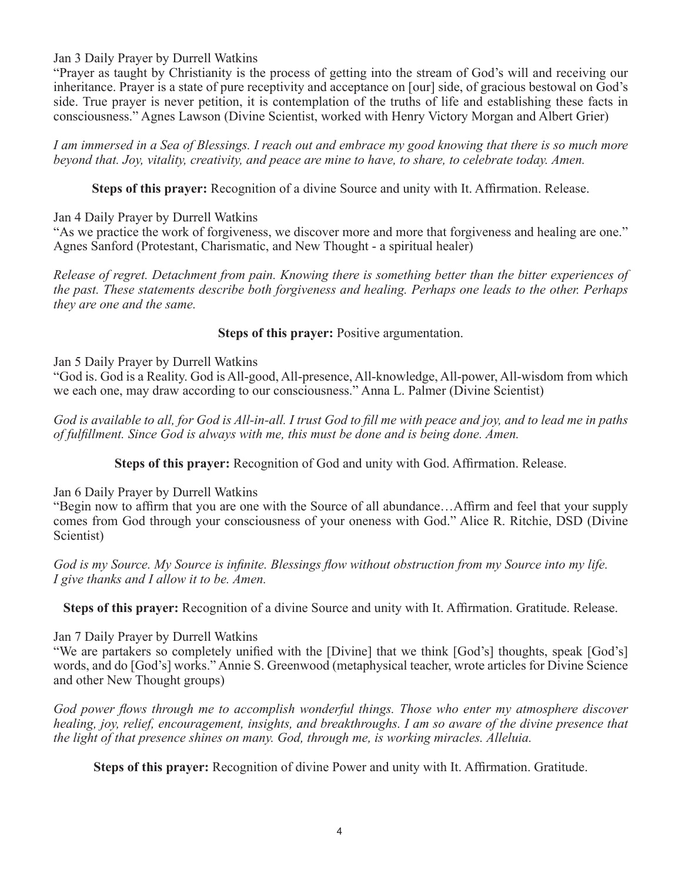Jan 3 Daily Prayer by Durrell Watkins

"Prayer as taught by Christianity is the process of getting into the stream of God's will and receiving our inheritance. Prayer is a state of pure receptivity and acceptance on [our] side, of gracious bestowal on God's side. True prayer is never petition, it is contemplation of the truths of life and establishing these facts in consciousness." Agnes Lawson (Divine Scientist, worked with Henry Victory Morgan and Albert Grier)

*I am immersed in a Sea of Blessings. I reach out and embrace my good knowing that there is so much more beyond that. Joy, vitality, creativity, and peace are mine to have, to share, to celebrate today. Amen.*

**Steps of this prayer:** Recognition of a divine Source and unity with It. Affirmation. Release.

Jan 4 Daily Prayer by Durrell Watkins

"As we practice the work of forgiveness, we discover more and more that forgiveness and healing are one." Agnes Sanford (Protestant, Charismatic, and New Thought - a spiritual healer)

*Release of regret. Detachment from pain. Knowing there is something better than the bitter experiences of the past. These statements describe both forgiveness and healing. Perhaps one leads to the other. Perhaps they are one and the same.*

**Steps of this prayer:** Positive argumentation.

Jan 5 Daily Prayer by Durrell Watkins

"God is. God is a Reality. God is All-good, All-presence, All-knowledge, All-power, All-wisdom from which we each one, may draw according to our consciousness." Anna L. Palmer (Divine Scientist)

*God is available to all, for God is All-in-all. I trust God to fill me with peace and joy, and to lead me in paths of fulfillment. Since God is always with me, this must be done and is being done. Amen.*

**Steps of this prayer:** Recognition of God and unity with God. Affirmation. Release.

Jan 6 Daily Prayer by Durrell Watkins

"Begin now to affirm that you are one with the Source of all abundance…Affirm and feel that your supply comes from God through your consciousness of your oneness with God." Alice R. Ritchie, DSD (Divine Scientist)

*God is my Source. My Source is infinite. Blessings flow without obstruction from my Source into my life. I give thanks and I allow it to be. Amen.*

**Steps of this prayer:** Recognition of a divine Source and unity with It. Affirmation. Gratitude. Release.

Jan 7 Daily Prayer by Durrell Watkins

"We are partakers so completely unified with the [Divine] that we think [God's] thoughts, speak [God's] words, and do [God's] works." Annie S. Greenwood (metaphysical teacher, wrote articles for Divine Science and other New Thought groups)

*God power flows through me to accomplish wonderful things. Those who enter my atmosphere discover healing, joy, relief, encouragement, insights, and breakthroughs. I am so aware of the divine presence that the light of that presence shines on many. God, through me, is working miracles. Alleluia.*

**Steps of this prayer:** Recognition of divine Power and unity with It. Affirmation. Gratitude.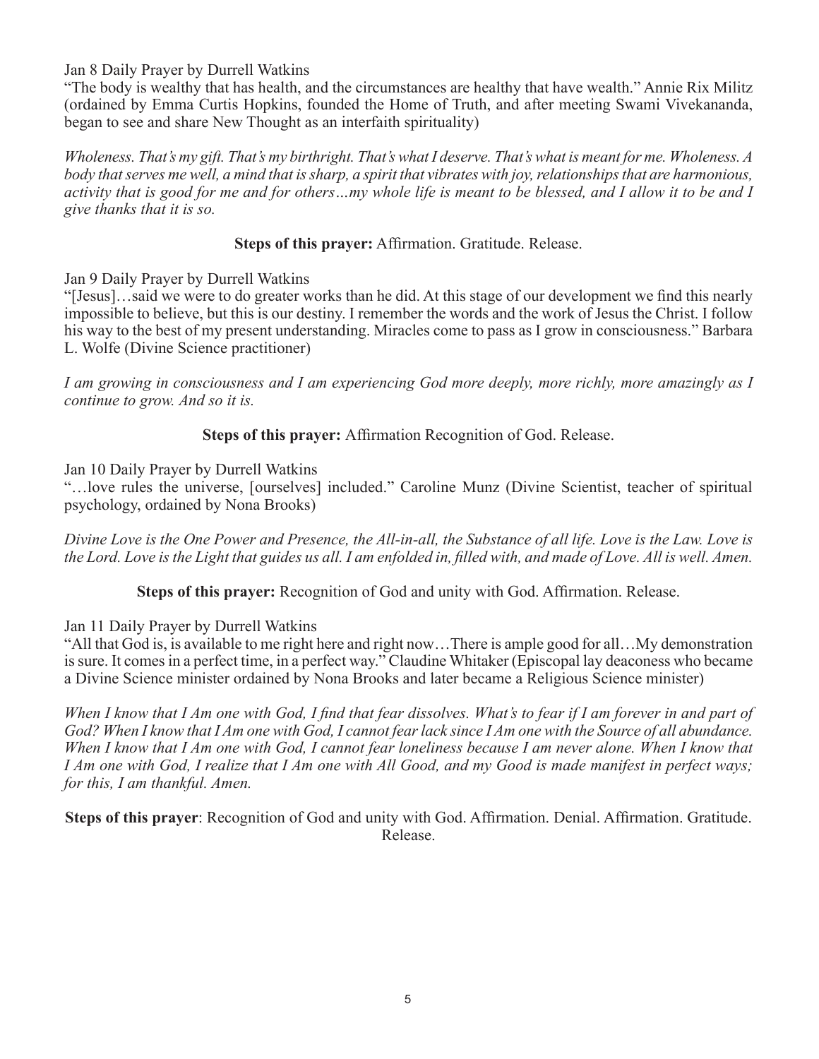Jan 8 Daily Prayer by Durrell Watkins

"The body is wealthy that has health, and the circumstances are healthy that have wealth." Annie Rix Militz (ordained by Emma Curtis Hopkins, founded the Home of Truth, and after meeting Swami Vivekananda, began to see and share New Thought as an interfaith spirituality)

*Wholeness. That's my gift. That's my birthright. That's what I deserve. That's what is meant for me. Wholeness. A body that serves me well, a mind that is sharp, a spirit that vibrates with joy, relationships that are harmonious, activity that is good for me and for others…my whole life is meant to be blessed, and I allow it to be and I give thanks that it is so.*

**Steps of this prayer:** Affirmation. Gratitude. Release.

Jan 9 Daily Prayer by Durrell Watkins

"[Jesus]…said we were to do greater works than he did. At this stage of our development we find this nearly impossible to believe, but this is our destiny. I remember the words and the work of Jesus the Christ. I follow his way to the best of my present understanding. Miracles come to pass as I grow in consciousness." Barbara L. Wolfe (Divine Science practitioner)

*I am growing in consciousness and I am experiencing God more deeply, more richly, more amazingly as I continue to grow. And so it is.*

**Steps of this prayer:** Affirmation Recognition of God. Release.

Jan 10 Daily Prayer by Durrell Watkins

"…love rules the universe, [ourselves] included." Caroline Munz (Divine Scientist, teacher of spiritual psychology, ordained by Nona Brooks)

*Divine Love is the One Power and Presence, the All-in-all, the Substance of all life. Love is the Law. Love is the Lord. Love is the Light that guides us all. I am enfolded in, filled with, and made of Love. All is well. Amen.*

**Steps of this prayer:** Recognition of God and unity with God. Affirmation. Release.

Jan 11 Daily Prayer by Durrell Watkins

"All that God is, is available to me right here and right now…There is ample good for all…My demonstration is sure. It comes in a perfect time, in a perfect way." Claudine Whitaker (Episcopal lay deaconess who became a Divine Science minister ordained by Nona Brooks and later became a Religious Science minister)

*When I know that I Am one with God, I find that fear dissolves. What's to fear if I am forever in and part of God? When I know that I Am one with God, I cannot fear lack since I Am one with the Source of all abundance. When I know that I Am one with God, I cannot fear loneliness because I am never alone. When I know that I Am one with God, I realize that I Am one with All Good, and my Good is made manifest in perfect ways; for this, I am thankful. Amen.*

**Steps of this prayer**: Recognition of God and unity with God. Affirmation. Denial. Affirmation. Gratitude. Release.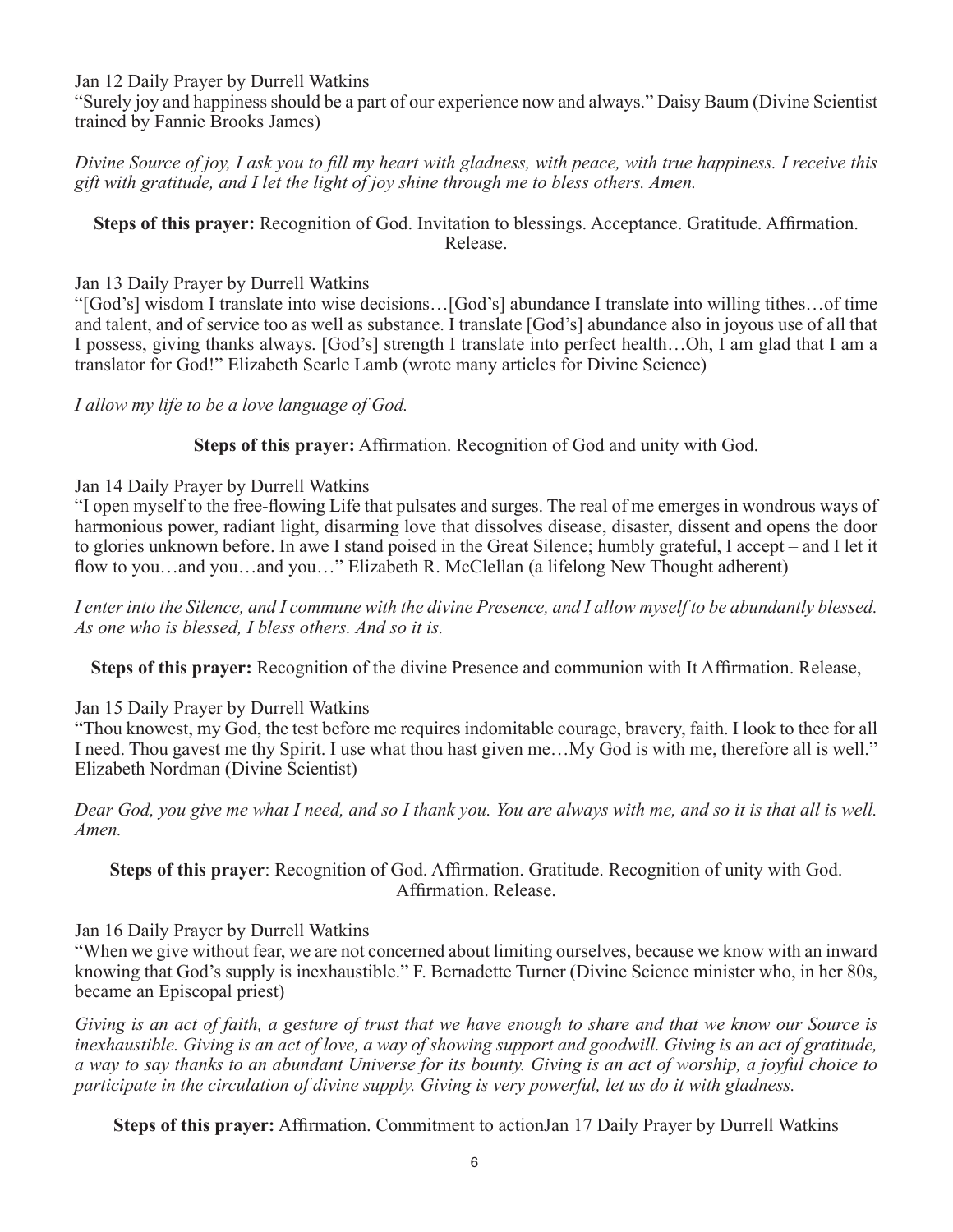Jan 12 Daily Prayer by Durrell Watkins

"Surely joy and happiness should be a part of our experience now and always." Daisy Baum (Divine Scientist trained by Fannie Brooks James)

*Divine Source of joy, I ask you to fill my heart with gladness, with peace, with true happiness. I receive this gift with gratitude, and I let the light of joy shine through me to bless others. Amen.*

**Steps of this prayer:** Recognition of God. Invitation to blessings. Acceptance. Gratitude. Affirmation. Release.

Jan 13 Daily Prayer by Durrell Watkins

"[God's] wisdom I translate into wise decisions…[God's] abundance I translate into willing tithes…of time and talent, and of service too as well as substance. I translate [God's] abundance also in joyous use of all that I possess, giving thanks always. [God's] strength I translate into perfect health…Oh, I am glad that I am a translator for God!" Elizabeth Searle Lamb (wrote many articles for Divine Science)

*I allow my life to be a love language of God.*

**Steps of this prayer:** Affirmation. Recognition of God and unity with God.

Jan 14 Daily Prayer by Durrell Watkins

"I open myself to the free-flowing Life that pulsates and surges. The real of me emerges in wondrous ways of harmonious power, radiant light, disarming love that dissolves disease, disaster, dissent and opens the door to glories unknown before. In awe I stand poised in the Great Silence; humbly grateful, I accept – and I let it flow to you…and you…and you…" Elizabeth R. McClellan (a lifelong New Thought adherent)

*I enter into the Silence, and I commune with the divine Presence, and I allow myself to be abundantly blessed. As one who is blessed, I bless others. And so it is.*

**Steps of this prayer:** Recognition of the divine Presence and communion with It Affirmation. Release,

Jan 15 Daily Prayer by Durrell Watkins

"Thou knowest, my God, the test before me requires indomitable courage, bravery, faith. I look to thee for all I need. Thou gavest me thy Spirit. I use what thou hast given me…My God is with me, therefore all is well." Elizabeth Nordman (Divine Scientist)

*Dear God, you give me what I need, and so I thank you. You are always with me, and so it is that all is well. Amen.*

**Steps of this prayer**: Recognition of God. Affirmation. Gratitude. Recognition of unity with God. Affirmation. Release.

Jan 16 Daily Prayer by Durrell Watkins

"When we give without fear, we are not concerned about limiting ourselves, because we know with an inward knowing that God's supply is inexhaustible." F. Bernadette Turner (Divine Science minister who, in her 80s, became an Episcopal priest)

*Giving is an act of faith, a gesture of trust that we have enough to share and that we know our Source is inexhaustible. Giving is an act of love, a way of showing support and goodwill. Giving is an act of gratitude, a way to say thanks to an abundant Universe for its bounty. Giving is an act of worship, a joyful choice to participate in the circulation of divine supply. Giving is very powerful, let us do it with gladness.*

**Steps of this prayer:** Affirmation. Commitment to actionJan 17 Daily Prayer by Durrell Watkins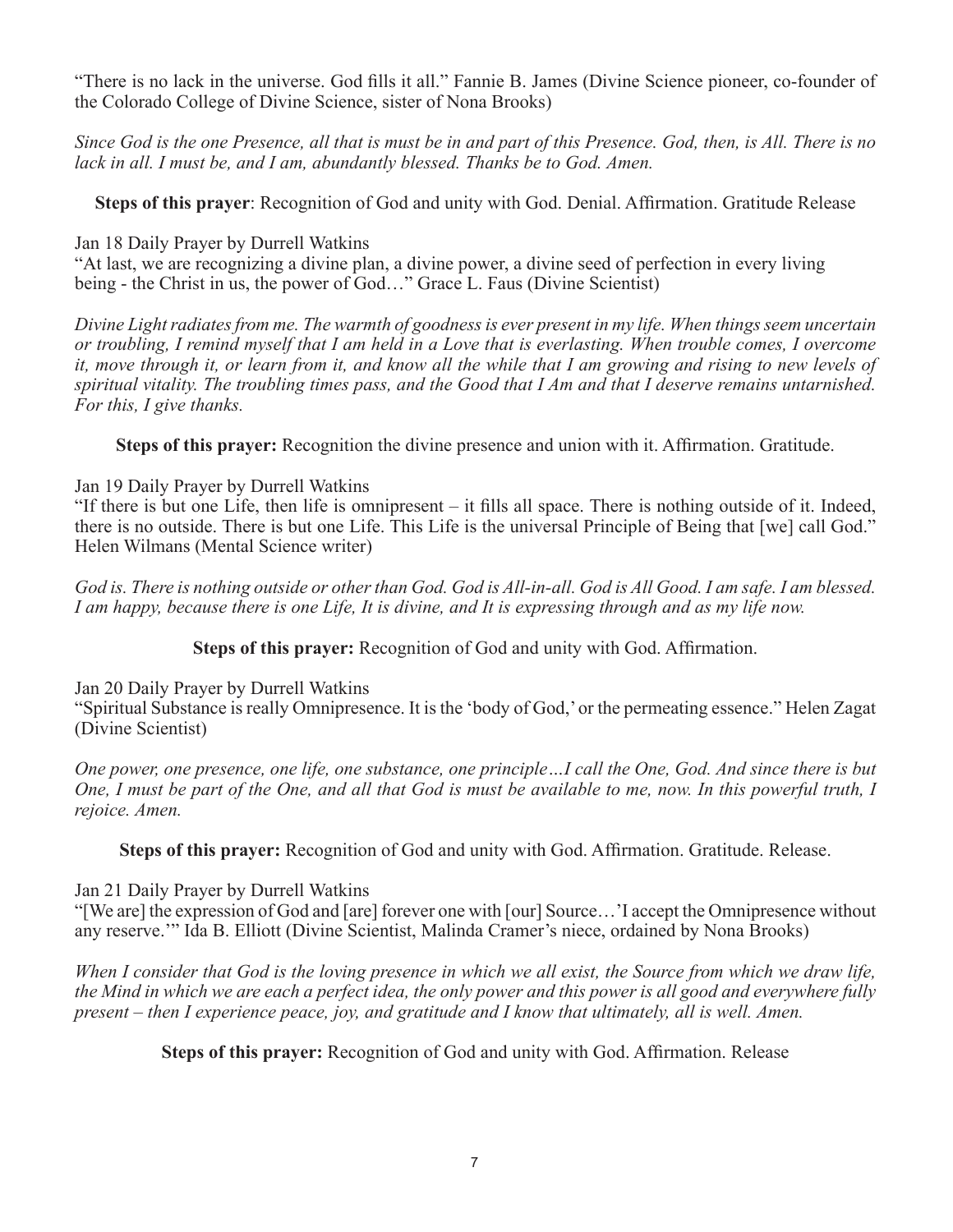"There is no lack in the universe. God fills it all." Fannie B. James (Divine Science pioneer, co-founder of the Colorado College of Divine Science, sister of Nona Brooks)

*Since God is the one Presence, all that is must be in and part of this Presence. God, then, is All. There is no lack in all. I must be, and I am, abundantly blessed. Thanks be to God. Amen.*

**Steps of this prayer**: Recognition of God and unity with God. Denial. Affirmation. Gratitude Release

Jan 18 Daily Prayer by Durrell Watkins

"At last, we are recognizing a divine plan, a divine power, a divine seed of perfection in every living being - the Christ in us, the power of God…" Grace L. Faus (Divine Scientist)

*Divine Light radiates from me. The warmth of goodness is ever present in my life. When things seem uncertain or troubling, I remind myself that I am held in a Love that is everlasting. When trouble comes, I overcome it, move through it, or learn from it, and know all the while that I am growing and rising to new levels of spiritual vitality. The troubling times pass, and the Good that I Am and that I deserve remains untarnished. For this, I give thanks.*

**Steps of this prayer:** Recognition the divine presence and union with it. Affirmation. Gratitude.

Jan 19 Daily Prayer by Durrell Watkins

"If there is but one Life, then life is omnipresent – it fills all space. There is nothing outside of it. Indeed, there is no outside. There is but one Life. This Life is the universal Principle of Being that [we] call God." Helen Wilmans (Mental Science writer)

*God is. There is nothing outside or other than God. God is All-in-all. God is All Good. I am safe. I am blessed. I am happy, because there is one Life, It is divine, and It is expressing through and as my life now.*

**Steps of this prayer:** Recognition of God and unity with God. Affirmation.

Jan 20 Daily Prayer by Durrell Watkins

"Spiritual Substance is really Omnipresence. It is the 'body of God,' or the permeating essence." Helen Zagat (Divine Scientist)

*One power, one presence, one life, one substance, one principle…I call the One, God. And since there is but One, I must be part of the One, and all that God is must be available to me, now. In this powerful truth, I rejoice. Amen.*

**Steps of this prayer:** Recognition of God and unity with God. Affirmation. Gratitude. Release.

Jan 21 Daily Prayer by Durrell Watkins

"[We are] the expression of God and [are] forever one with [our] Source…'I accept the Omnipresence without any reserve.'" Ida B. Elliott (Divine Scientist, Malinda Cramer's niece, ordained by Nona Brooks)

*When I consider that God is the loving presence in which we all exist, the Source from which we draw life, the Mind in which we are each a perfect idea, the only power and this power is all good and everywhere fully present – then I experience peace, joy, and gratitude and I know that ultimately, all is well. Amen.*

**Steps of this prayer:** Recognition of God and unity with God. Affirmation. Release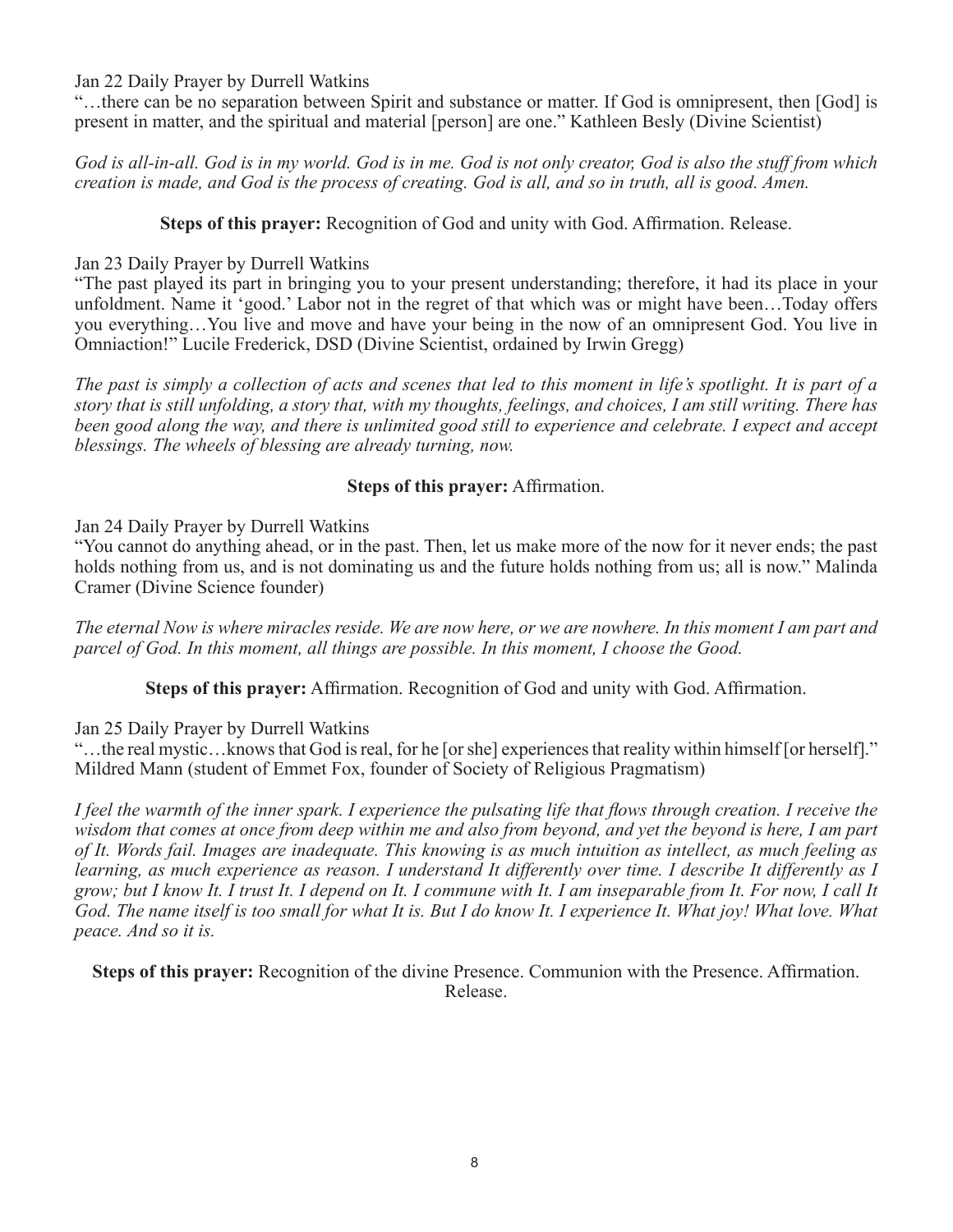Jan 22 Daily Prayer by Durrell Watkins

"…there can be no separation between Spirit and substance or matter. If God is omnipresent, then [God] is present in matter, and the spiritual and material [person] are one." Kathleen Besly (Divine Scientist)

*God is all-in-all. God is in my world. God is in me. God is not only creator, God is also the stuff from which creation is made, and God is the process of creating. God is all, and so in truth, all is good. Amen.*

**Steps of this prayer:** Recognition of God and unity with God. Affirmation. Release.

Jan 23 Daily Prayer by Durrell Watkins

"The past played its part in bringing you to your present understanding; therefore, it had its place in your unfoldment. Name it 'good.' Labor not in the regret of that which was or might have been…Today offers you everything…You live and move and have your being in the now of an omnipresent God. You live in Omniaction!" Lucile Frederick, DSD (Divine Scientist, ordained by Irwin Gregg)

*The past is simply a collection of acts and scenes that led to this moment in life's spotlight. It is part of a story that is still unfolding, a story that, with my thoughts, feelings, and choices, I am still writing. There has been good along the way, and there is unlimited good still to experience and celebrate. I expect and accept blessings. The wheels of blessing are already turning, now.*

**Steps of this prayer:** Affirmation.

Jan 24 Daily Prayer by Durrell Watkins

"You cannot do anything ahead, or in the past. Then, let us make more of the now for it never ends; the past holds nothing from us, and is not dominating us and the future holds nothing from us; all is now." Malinda Cramer (Divine Science founder)

*The eternal Now is where miracles reside. We are now here, or we are nowhere. In this moment I am part and parcel of God. In this moment, all things are possible. In this moment, I choose the Good.*

**Steps of this prayer:** Affirmation. Recognition of God and unity with God. Affirmation.

Jan 25 Daily Prayer by Durrell Watkins

"…the real mystic…knows that God is real, for he [or she] experiences that reality within himself [or herself]." Mildred Mann (student of Emmet Fox, founder of Society of Religious Pragmatism)

*I feel the warmth of the inner spark. I experience the pulsating life that flows through creation. I receive the wisdom that comes at once from deep within me and also from beyond, and yet the beyond is here, I am part of It. Words fail. Images are inadequate. This knowing is as much intuition as intellect, as much feeling as learning, as much experience as reason. I understand It differently over time. I describe It differently as I grow; but I know It. I trust It. I depend on It. I commune with It. I am inseparable from It. For now, I call It God. The name itself is too small for what It is. But I do know It. I experience It. What joy! What love. What peace. And so it is.*

**Steps of this prayer:** Recognition of the divine Presence. Communion with the Presence. Affirmation. Release.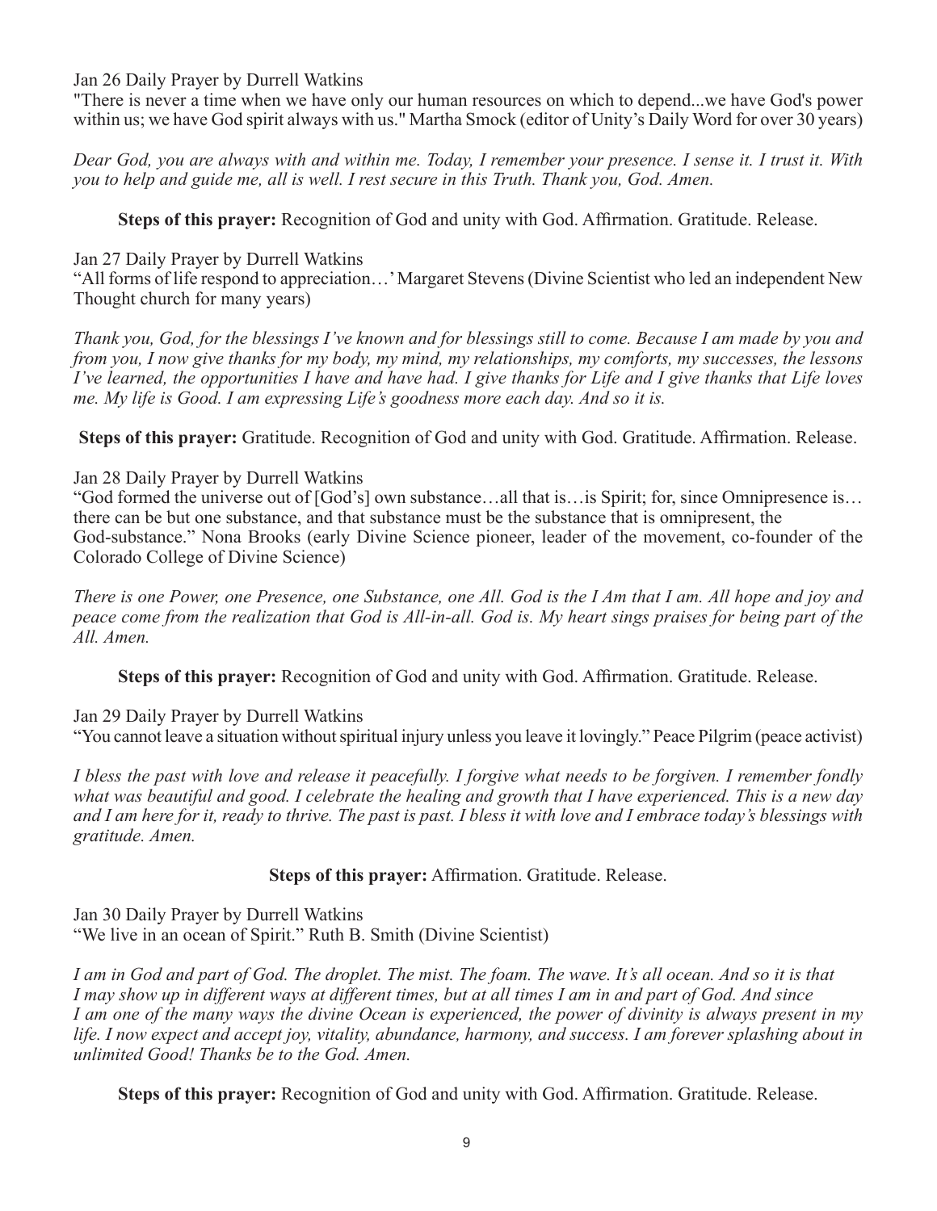Jan 26 Daily Prayer by Durrell Watkins

"There is never a time when we have only our human resources on which to depend...we have God's power within us; we have God spirit always with us." Martha Smock (editor of Unity's Daily Word for over 30 years)

*Dear God, you are always with and within me. Today, I remember your presence. I sense it. I trust it. With you to help and guide me, all is well. I rest secure in this Truth. Thank you, God. Amen.*

**Steps of this prayer:** Recognition of God and unity with God. Affirmation. Gratitude. Release.

Jan 27 Daily Prayer by Durrell Watkins

"All forms of life respond to appreciation…' Margaret Stevens (Divine Scientist who led an independent New Thought church for many years)

*Thank you, God, for the blessings I've known and for blessings still to come. Because I am made by you and from you, I now give thanks for my body, my mind, my relationships, my comforts, my successes, the lessons I've learned, the opportunities I have and have had. I give thanks for Life and I give thanks that Life loves me. My life is Good. I am expressing Life's goodness more each day. And so it is.*

**Steps of this prayer:** Gratitude. Recognition of God and unity with God. Gratitude. Affirmation. Release.

Jan 28 Daily Prayer by Durrell Watkins

"God formed the universe out of [God's] own substance…all that is…is Spirit; for, since Omnipresence is… there can be but one substance, and that substance must be the substance that is omnipresent, the God-substance." Nona Brooks (early Divine Science pioneer, leader of the movement, co-founder of the Colorado College of Divine Science)

*There is one Power, one Presence, one Substance, one All. God is the I Am that I am. All hope and joy and peace come from the realization that God is All-in-all. God is. My heart sings praises for being part of the All. Amen.*

**Steps of this prayer:** Recognition of God and unity with God. Affirmation. Gratitude. Release.

Jan 29 Daily Prayer by Durrell Watkins

"You cannot leave a situation without spiritual injury unless you leave it lovingly." Peace Pilgrim (peace activist)

*I bless the past with love and release it peacefully. I forgive what needs to be forgiven. I remember fondly what was beautiful and good. I celebrate the healing and growth that I have experienced. This is a new day and I am here for it, ready to thrive. The past is past. I bless it with love and I embrace today's blessings with gratitude. Amen.*

**Steps of this prayer:** Affirmation. Gratitude. Release.

Jan 30 Daily Prayer by Durrell Watkins

"We live in an ocean of Spirit." Ruth B. Smith (Divine Scientist)

*I am in God and part of God. The droplet. The mist. The foam. The wave. It's all ocean. And so it is that I may show up in different ways at different times, but at all times I am in and part of God. And since I am one of the many ways the divine Ocean is experienced, the power of divinity is always present in my life. I now expect and accept joy, vitality, abundance, harmony, and success. I am forever splashing about in unlimited Good! Thanks be to the God. Amen.*

**Steps of this prayer:** Recognition of God and unity with God. Affirmation. Gratitude. Release.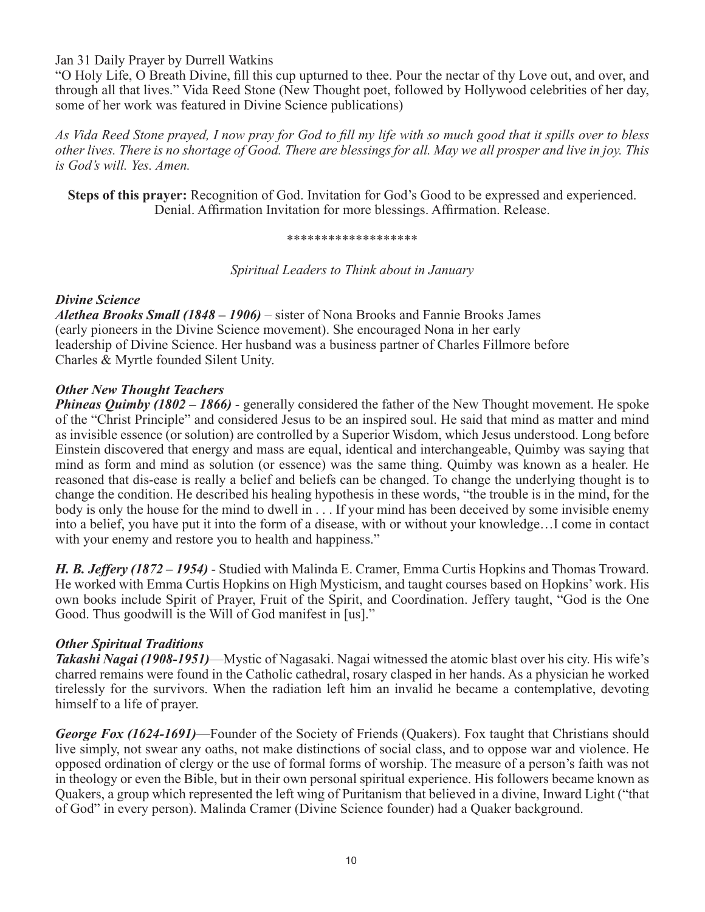Jan 31 Daily Prayer by Durrell Watkins

"O Holy Life, O Breath Divine, fill this cup upturned to thee. Pour the nectar of thy Love out, and over, and through all that lives." Vida Reed Stone (New Thought poet, followed by Hollywood celebrities of her day, some of her work was featured in Divine Science publications)

*As Vida Reed Stone prayed, I now pray for God to fill my life with so much good that it spills over to bless other lives. There is no shortage of Good. There are blessings for all. May we all prosper and live in joy. This is God's will. Yes. Amen.*

**Steps of this prayer:** Recognition of God. Invitation for God's Good to be expressed and experienced. Denial. Affirmation Invitation for more blessings. Affirmation. Release.

\*\*\*\*\*\*\*\*\*\*\*\*\*\*\*\*\*\*\*

*Spiritual Leaders to Think about in January*

***Divine Science***

***Alethea Brooks Small (1848 – 1906)*** – sister of Nona Brooks and Fannie Brooks James (early pioneers in the Divine Science movement). She encouraged Nona in her early leadership of Divine Science. Her husband was a business partner of Charles Fillmore before Charles & Myrtle founded Silent Unity.

***Other New Thought Teachers***

***Phineas Quimby (1802 – 1866)*** - generally considered the father of the New Thought movement. He spoke of the "Christ Principle" and considered Jesus to be an inspired soul. He said that mind as matter and mind as invisible essence (or solution) are controlled by a Superior Wisdom, which Jesus understood. Long before Einstein discovered that energy and mass are equal, identical and interchangeable, Quimby was saying that mind as form and mind as solution (or essence) was the same thing. Quimby was known as a healer. He reasoned that dis-ease is really a belief and beliefs can be changed. To change the underlying thought is to change the condition. He described his healing hypothesis in these words, "the trouble is in the mind, for the body is only the house for the mind to dwell in . . . If your mind has been deceived by some invisible enemy into a belief, you have put it into the form of a disease, with or without your knowledge…I come in contact with your enemy and restore you to health and happiness."

***H. B. Jeffery (1872 – 1954)*** - Studied with Malinda E. Cramer, Emma Curtis Hopkins and Thomas Troward. He worked with Emma Curtis Hopkins on High Mysticism, and taught courses based on Hopkins' work. His own books include Spirit of Prayer, Fruit of the Spirit, and Coordination. Jeffery taught, "God is the One Good. Thus goodwill is the Will of God manifest in [us]."

***Other Spiritual Traditions***

***Takashi Nagai (1908-1951)***—Mystic of Nagasaki. Nagai witnessed the atomic blast over his city. His wife's charred remains were found in the Catholic cathedral, rosary clasped in her hands. As a physician he worked tirelessly for the survivors. When the radiation left him an invalid he became a contemplative, devoting himself to a life of prayer.

***George Fox (1624-1691)***—Founder of the Society of Friends (Quakers). Fox taught that Christians should live simply, not swear any oaths, not make distinctions of social class, and to oppose war and violence. He opposed ordination of clergy or the use of formal forms of worship. The measure of a person's faith was not in theology or even the Bible, but in their own personal spiritual experience. His followers became known as Quakers, a group which represented the left wing of Puritanism that believed in a divine, Inward Light ("that of God" in every person). Malinda Cramer (Divine Science founder) had a Quaker background.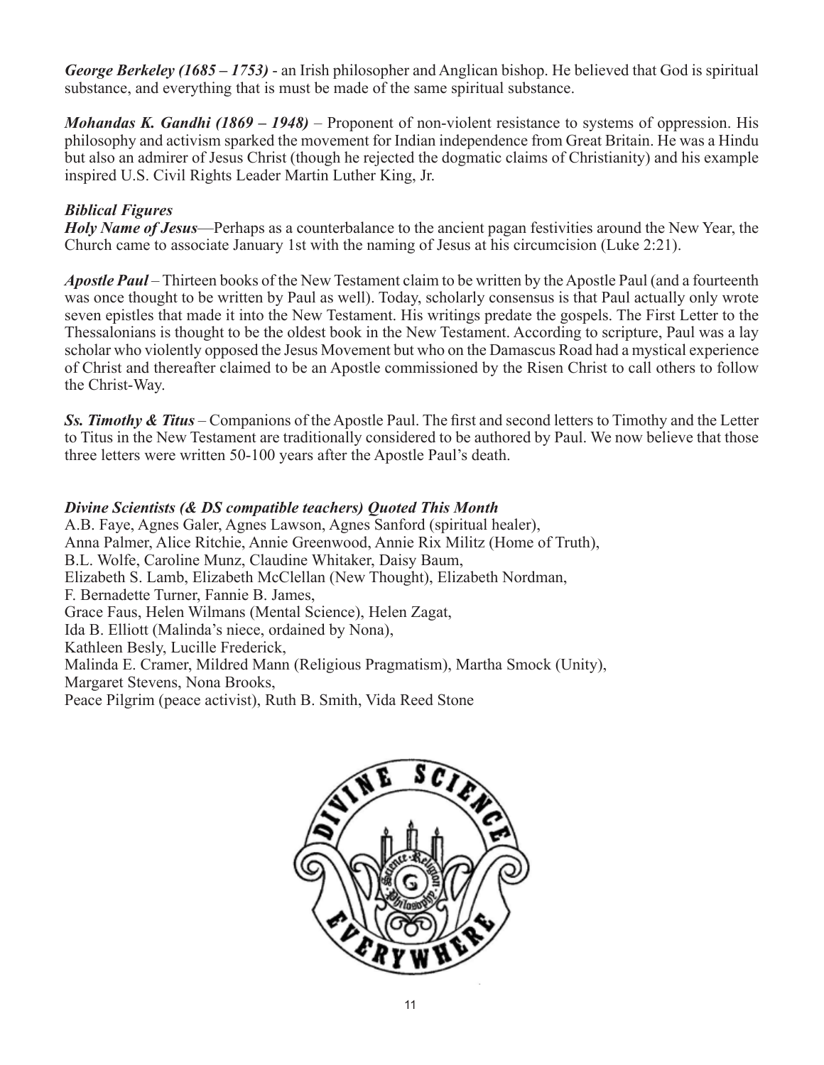***George Berkeley (1685 – 1753)*** - an Irish philosopher and Anglican bishop. He believed that God is spiritual substance, and everything that is must be made of the same spiritual substance.

***Mohandas K. Gandhi (1869 – 1948)*** – Proponent of non-violent resistance to systems of oppression. His philosophy and activism sparked the movement for Indian independence from Great Britain. He was a Hindu but also an admirer of Jesus Christ (though he rejected the dogmatic claims of Christianity) and his example inspired U.S. Civil Rights Leader Martin Luther King, Jr.

***Biblical Figures***

***Holy Name of Jesus***—Perhaps as a counterbalance to the ancient pagan festivities around the New Year, the Church came to associate January 1st with the naming of Jesus at his circumcision (Luke 2:21).

***Apostle Paul*** – Thirteen books of the New Testament claim to be written by the Apostle Paul (and a fourteenth was once thought to be written by Paul as well). Today, scholarly consensus is that Paul actually only wrote seven epistles that made it into the New Testament. His writings predate the gospels. The First Letter to the Thessalonians is thought to be the oldest book in the New Testament. According to scripture, Paul was a lay scholar who violently opposed the Jesus Movement but who on the Damascus Road had a mystical experience of Christ and thereafter claimed to be an Apostle commissioned by the Risen Christ to call others to follow the Christ-Way.

***Ss. Timothy & Titus*** – Companions of the Apostle Paul. The first and second letters to Timothy and the Letter to Titus in the New Testament are traditionally considered to be authored by Paul. We now believe that those three letters were written 50-100 years after the Apostle Paul's death.

***Divine Scientists (& DS compatible teachers) Quoted This Month***

A.B. Faye, Agnes Galer, Agnes Lawson, Agnes Sanford (spiritual healer),
Anna Palmer, Alice Ritchie, Annie Greenwood, Annie Rix Militz (Home of Truth),
B.L. Wolfe, Caroline Munz, Claudine Whitaker, Daisy Baum,
Elizabeth S. Lamb, Elizabeth McClellan (New Thought), Elizabeth Nordman,
F. Bernadette Turner, Fannie B. James,
Grace Faus, Helen Wilmans (Mental Science), Helen Zagat,
Ida B. Elliott (Malinda's niece, ordained by Nona),
Kathleen Besly, Lucille Frederick,
Malinda E. Cramer, Mildred Mann (Religious Pragmatism), Martha Smock (Unity),
Margaret Stevens, Nona Brooks,
Peace Pilgrim (peace activist), Ruth B. Smith, Vida Reed Stone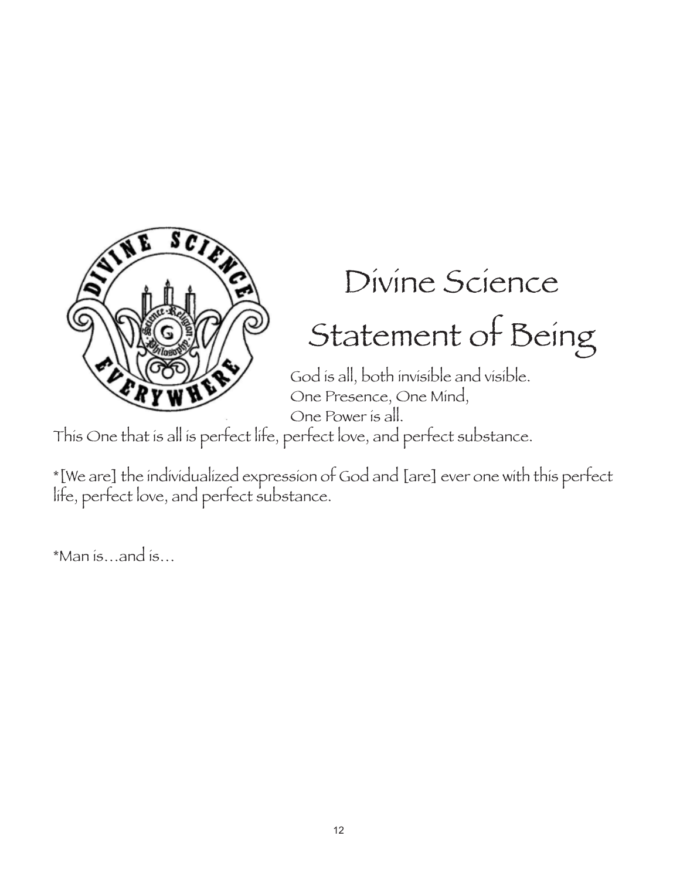# Divine Science Statement of Being

God is all, both invisible and visible.
One Presence, One Mind,
One Power is all.
This One that is all is perfect life, perfect love, and perfect substance.

*[We are] the individualized expression of God and [are] ever one with this perfect life, perfect love, and perfect substance.

*Man is…and is…